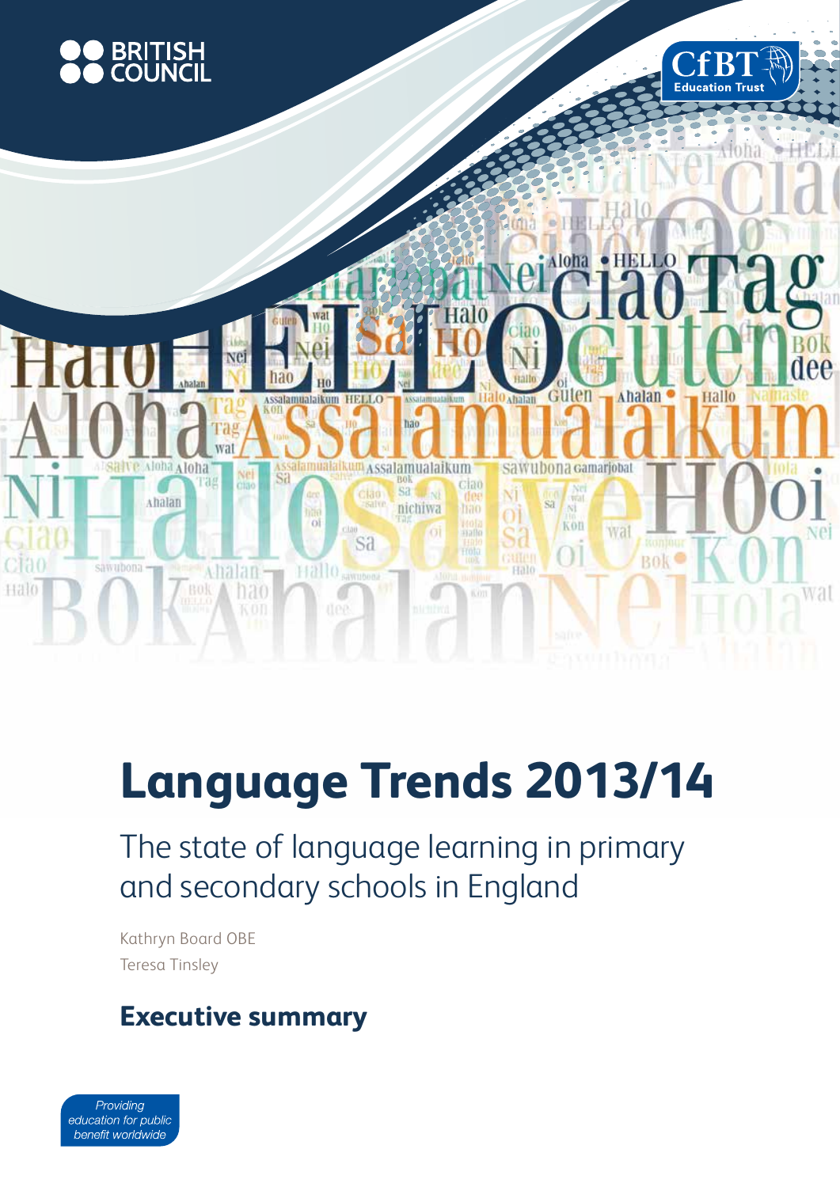BRITISH COUNCIL

CfBT Education Trust

# Language Trends 2013/14

## The state of language learning in primary and secondary schools in England

Kathryn Board OBE

Teresa Tinsley

## Executive summary

*Providing education for public benefit worldwide*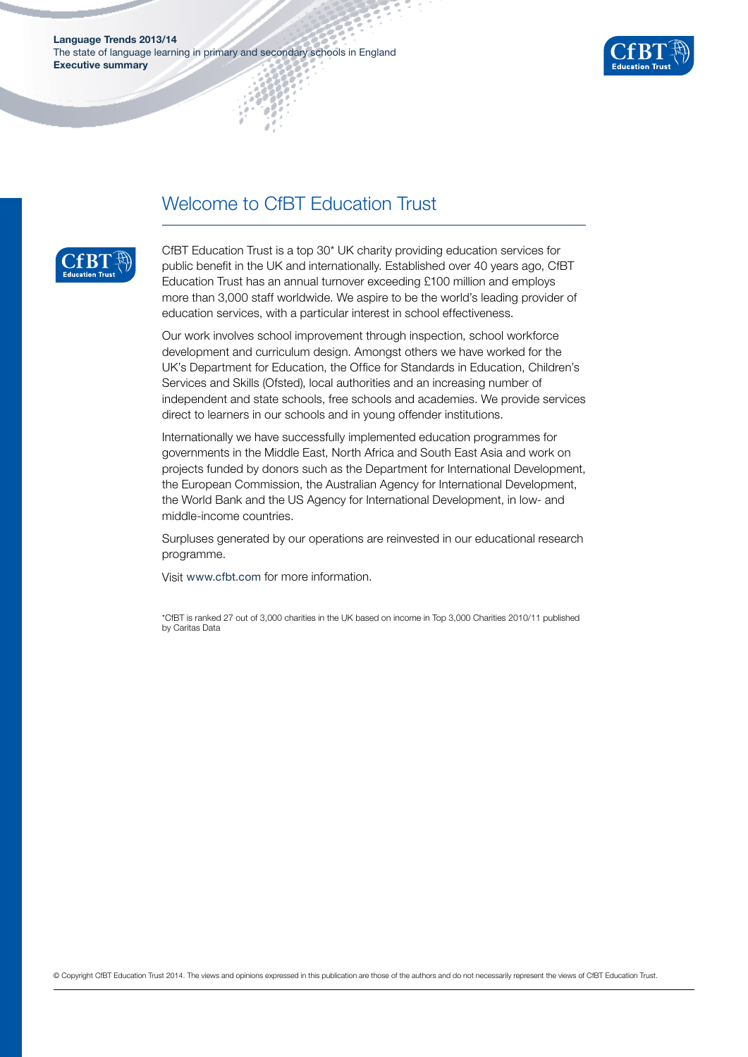# Welcome to CfBT Education Trust

CfBT Education Trust is a top 30* UK charity providing education services for public benefit in the UK and internationally. Established over 40 years ago, CfBT Education Trust has an annual turnover exceeding £100 million and employs more than 3,000 staff worldwide. We aspire to be the world's leading provider of education services, with a particular interest in school effectiveness.

Our work involves school improvement through inspection, school workforce development and curriculum design. Amongst others we have worked for the UK's Department for Education, the Office for Standards in Education, Children's Services and Skills (Ofsted), local authorities and an increasing number of independent and state schools, free schools and academies. We provide services direct to learners in our schools and in young offender institutions.

Internationally we have successfully implemented education programmes for governments in the Middle East, North Africa and South East Asia and work on projects funded by donors such as the Department for International Development, the European Commission, the Australian Agency for International Development, the World Bank and the US Agency for International Development, in low- and middle-income countries.

Surpluses generated by our operations are reinvested in our educational research programme.

Visit www.cfbt.com for more information.

*CfBT is ranked 27 out of 3,000 charities in the UK based on income in Top 3,000 Charities 2010/11 published by Caritas Data

© Copyright CfBT Education Trust 2014. The views and opinions expressed in this publication are those of the authors and do not necessarily represent the views of CfBT Education Trust.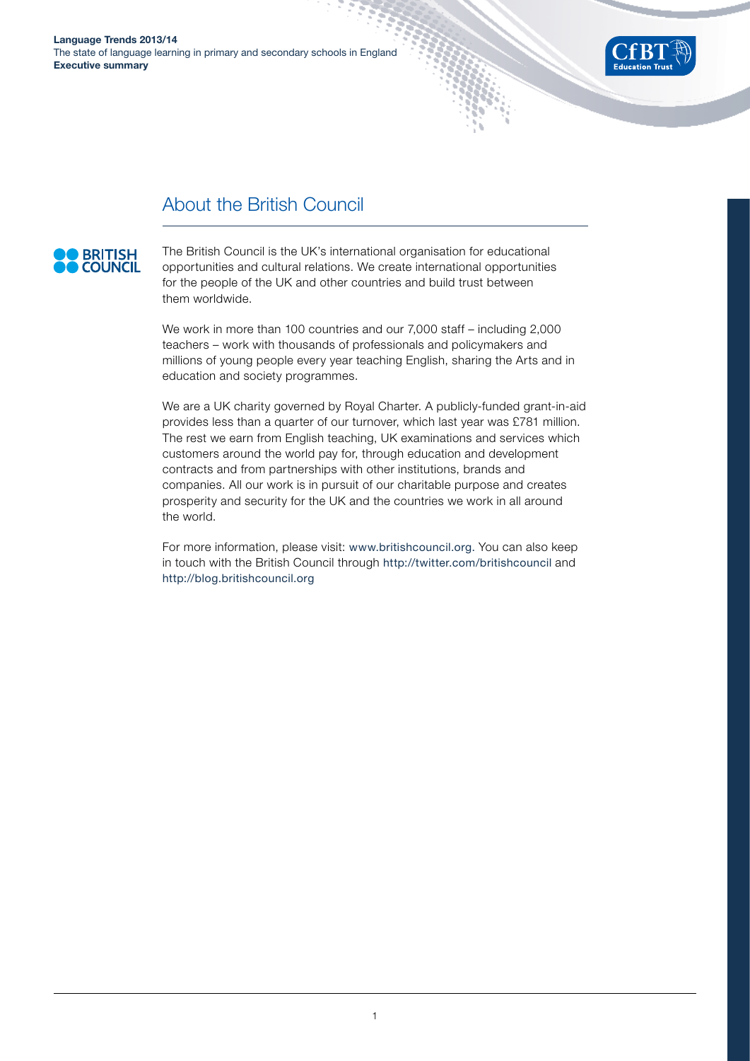## About the British Council

The British Council is the UK's international organisation for educational opportunities and cultural relations. We create international opportunities for the people of the UK and other countries and build trust between them worldwide.

We work in more than 100 countries and our 7,000 staff – including 2,000 teachers – work with thousands of professionals and policymakers and millions of young people every year teaching English, sharing the Arts and in education and society programmes.

We are a UK charity governed by Royal Charter. A publicly-funded grant-in-aid provides less than a quarter of our turnover, which last year was £781 million. The rest we earn from English teaching, UK examinations and services which customers around the world pay for, through education and development contracts and from partnerships with other institutions, brands and companies. All our work is in pursuit of our charitable purpose and creates prosperity and security for the UK and the countries we work in all around the world.

For more information, please visit: www.britishcouncil.org. You can also keep in touch with the British Council through http://twitter.com/britishcouncil and http://blog.britishcouncil.org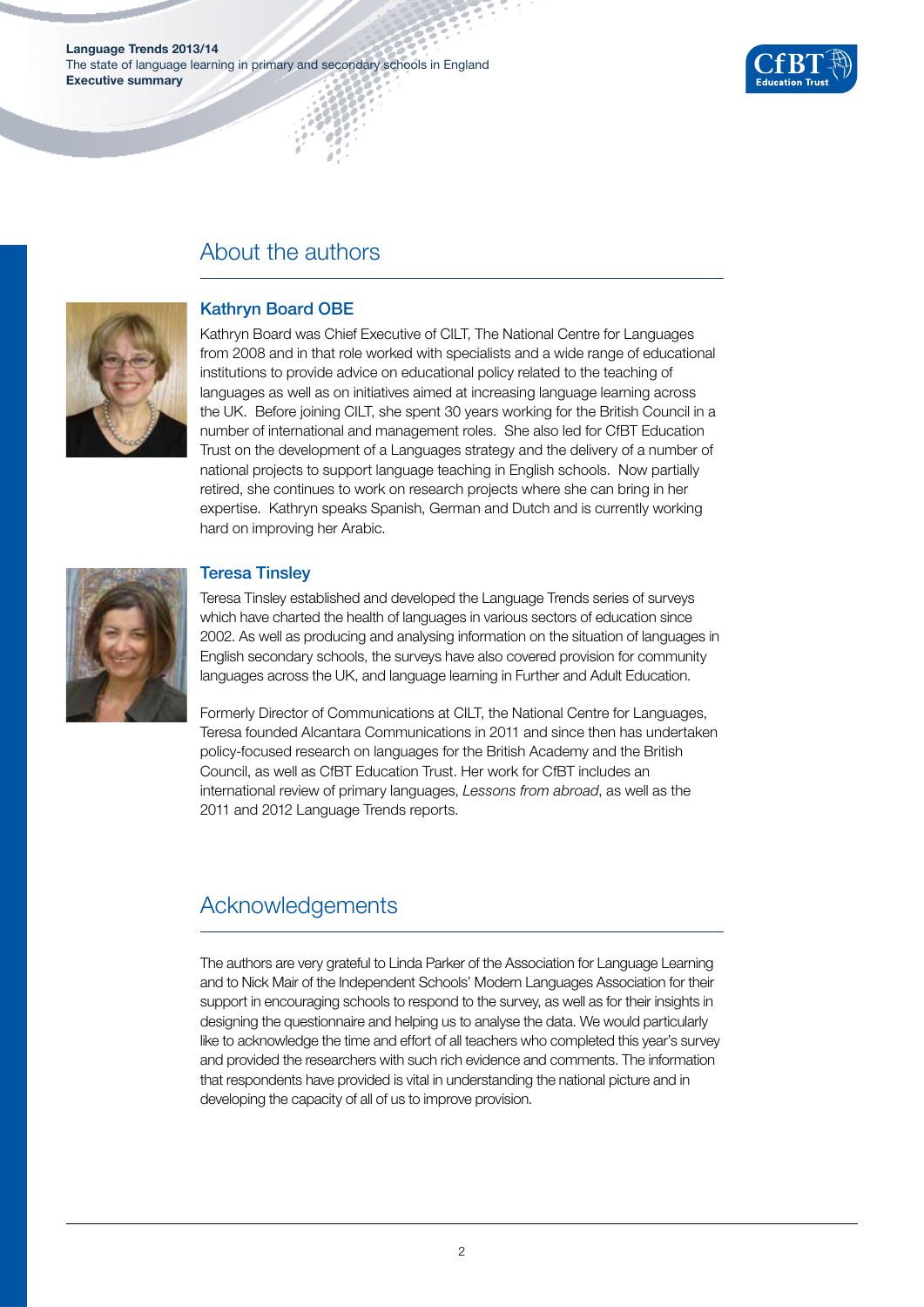## About the authors

### Kathryn Board OBE

Kathryn Board was Chief Executive of CILT, The National Centre for Languages from 2008 and in that role worked with specialists and a wide range of educational institutions to provide advice on educational policy related to the teaching of languages as well as on initiatives aimed at increasing language learning across the UK. Before joining CILT, she spent 30 years working for the British Council in a number of international and management roles. She also led for CfBT Education Trust on the development of a Languages strategy and the delivery of a number of national projects to support language teaching in English schools. Now partially retired, she continues to work on research projects where she can bring in her expertise. Kathryn speaks Spanish, German and Dutch and is currently working hard on improving her Arabic.

### Teresa Tinsley

Teresa Tinsley established and developed the Language Trends series of surveys which have charted the health of languages in various sectors of education since 2002. As well as producing and analysing information on the situation of languages in English secondary schools, the surveys have also covered provision for community languages across the UK, and language learning in Further and Adult Education.

Formerly Director of Communications at CILT, the National Centre for Languages, Teresa founded Alcantara Communications in 2011 and since then has undertaken policy-focused research on languages for the British Academy and the British Council, as well as CfBT Education Trust. Her work for CfBT includes an international review of primary languages, *Lessons from abroad*, as well as the 2011 and 2012 Language Trends reports.

## Acknowledgements

The authors are very grateful to Linda Parker of the Association for Language Learning and to Nick Mair of the Independent Schools' Modern Languages Association for their support in encouraging schools to respond to the survey, as well as for their insights in designing the questionnaire and helping us to analyse the data. We would particularly like to acknowledge the time and effort of all teachers who completed this year's survey and provided the researchers with such rich evidence and comments. The information that respondents have provided is vital in understanding the national picture and in developing the capacity of all of us to improve provision.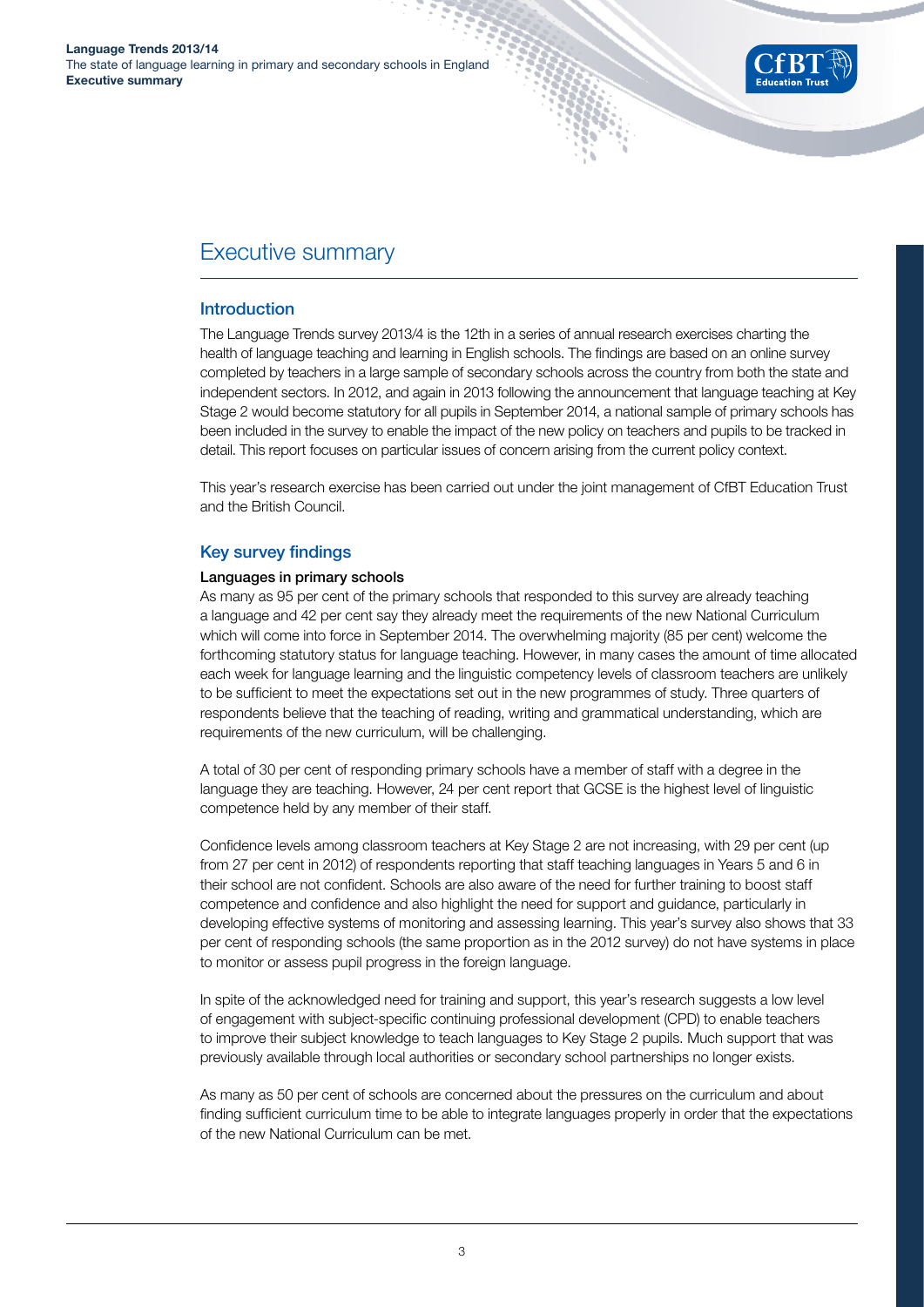# Executive summary

## Introduction

The Language Trends survey 2013/4 is the 12th in a series of annual research exercises charting the health of language teaching and learning in English schools. The findings are based on an online survey completed by teachers in a large sample of secondary schools across the country from both the state and independent sectors. In 2012, and again in 2013 following the announcement that language teaching at Key Stage 2 would become statutory for all pupils in September 2014, a national sample of primary schools has been included in the survey to enable the impact of the new policy on teachers and pupils to be tracked in detail. This report focuses on particular issues of concern arising from the current policy context.

This year's research exercise has been carried out under the joint management of CfBT Education Trust and the British Council.

## Key survey findings

### Languages in primary schools

As many as 95 per cent of the primary schools that responded to this survey are already teaching a language and 42 per cent say they already meet the requirements of the new National Curriculum which will come into force in September 2014. The overwhelming majority (85 per cent) welcome the forthcoming statutory status for language teaching. However, in many cases the amount of time allocated each week for language learning and the linguistic competency levels of classroom teachers are unlikely to be sufficient to meet the expectations set out in the new programmes of study. Three quarters of respondents believe that the teaching of reading, writing and grammatical understanding, which are requirements of the new curriculum, will be challenging.

A total of 30 per cent of responding primary schools have a member of staff with a degree in the language they are teaching. However, 24 per cent report that GCSE is the highest level of linguistic competence held by any member of their staff.

Confidence levels among classroom teachers at Key Stage 2 are not increasing, with 29 per cent (up from 27 per cent in 2012) of respondents reporting that staff teaching languages in Years 5 and 6 in their school are not confident. Schools are also aware of the need for further training to boost staff competence and confidence and also highlight the need for support and guidance, particularly in developing effective systems of monitoring and assessing learning. This year's survey also shows that 33 per cent of responding schools (the same proportion as in the 2012 survey) do not have systems in place to monitor or assess pupil progress in the foreign language.

In spite of the acknowledged need for training and support, this year's research suggests a low level of engagement with subject-specific continuing professional development (CPD) to enable teachers to improve their subject knowledge to teach languages to Key Stage 2 pupils. Much support that was previously available through local authorities or secondary school partnerships no longer exists.

As many as 50 per cent of schools are concerned about the pressures on the curriculum and about finding sufficient curriculum time to be able to integrate languages properly in order that the expectations of the new National Curriculum can be met.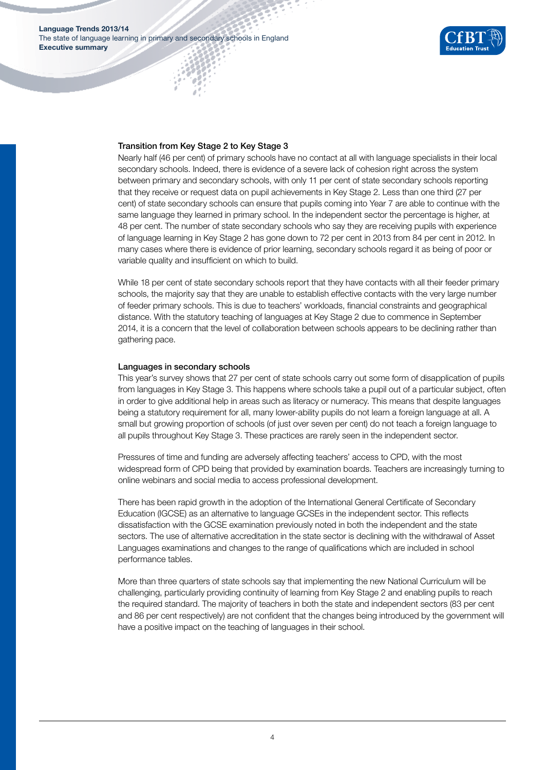### Transition from Key Stage 2 to Key Stage 3

Nearly half (46 per cent) of primary schools have no contact at all with language specialists in their local secondary schools. Indeed, there is evidence of a severe lack of cohesion right across the system between primary and secondary schools, with only 11 per cent of state secondary schools reporting that they receive or request data on pupil achievements in Key Stage 2. Less than one third (27 per cent) of state secondary schools can ensure that pupils coming into Year 7 are able to continue with the same language they learned in primary school. In the independent sector the percentage is higher, at 48 per cent. The number of state secondary schools who say they are receiving pupils with experience of language learning in Key Stage 2 has gone down to 72 per cent in 2013 from 84 per cent in 2012. In many cases where there is evidence of prior learning, secondary schools regard it as being of poor or variable quality and insufficient on which to build.

While 18 per cent of state secondary schools report that they have contacts with all their feeder primary schools, the majority say that they are unable to establish effective contacts with the very large number of feeder primary schools. This is due to teachers' workloads, financial constraints and geographical distance. With the statutory teaching of languages at Key Stage 2 due to commence in September 2014, it is a concern that the level of collaboration between schools appears to be declining rather than gathering pace.

### Languages in secondary schools

This year's survey shows that 27 per cent of state schools carry out some form of disapplication of pupils from languages in Key Stage 3. This happens where schools take a pupil out of a particular subject, often in order to give additional help in areas such as literacy or numeracy. This means that despite languages being a statutory requirement for all, many lower-ability pupils do not learn a foreign language at all. A small but growing proportion of schools (of just over seven per cent) do not teach a foreign language to all pupils throughout Key Stage 3. These practices are rarely seen in the independent sector.

Pressures of time and funding are adversely affecting teachers' access to CPD, with the most widespread form of CPD being that provided by examination boards. Teachers are increasingly turning to online webinars and social media to access professional development.

There has been rapid growth in the adoption of the International General Certificate of Secondary Education (IGCSE) as an alternative to language GCSEs in the independent sector. This reflects dissatisfaction with the GCSE examination previously noted in both the independent and the state sectors. The use of alternative accreditation in the state sector is declining with the withdrawal of Asset Languages examinations and changes to the range of qualifications which are included in school performance tables.

More than three quarters of state schools say that implementing the new National Curriculum will be challenging, particularly providing continuity of learning from Key Stage 2 and enabling pupils to reach the required standard. The majority of teachers in both the state and independent sectors (83 per cent and 86 per cent respectively) are not confident that the changes being introduced by the government will have a positive impact on the teaching of languages in their school.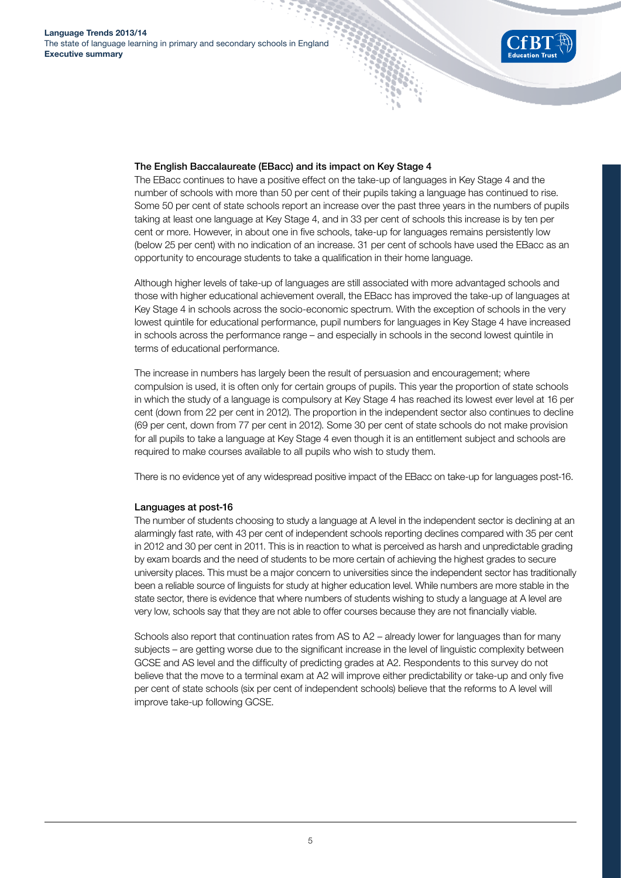### The English Baccalaureate (EBacc) and its impact on Key Stage 4

The EBacc continues to have a positive effect on the take-up of languages in Key Stage 4 and the number of schools with more than 50 per cent of their pupils taking a language has continued to rise. Some 50 per cent of state schools report an increase over the past three years in the numbers of pupils taking at least one language at Key Stage 4, and in 33 per cent of schools this increase is by ten per cent or more. However, in about one in five schools, take-up for languages remains persistently low (below 25 per cent) with no indication of an increase. 31 per cent of schools have used the EBacc as an opportunity to encourage students to take a qualification in their home language.

Although higher levels of take-up of languages are still associated with more advantaged schools and those with higher educational achievement overall, the EBacc has improved the take-up of languages at Key Stage 4 in schools across the socio-economic spectrum. With the exception of schools in the very lowest quintile for educational performance, pupil numbers for languages in Key Stage 4 have increased in schools across the performance range – and especially in schools in the second lowest quintile in terms of educational performance.

The increase in numbers has largely been the result of persuasion and encouragement; where compulsion is used, it is often only for certain groups of pupils. This year the proportion of state schools in which the study of a language is compulsory at Key Stage 4 has reached its lowest ever level at 16 per cent (down from 22 per cent in 2012). The proportion in the independent sector also continues to decline (69 per cent, down from 77 per cent in 2012). Some 30 per cent of state schools do not make provision for all pupils to take a language at Key Stage 4 even though it is an entitlement subject and schools are required to make courses available to all pupils who wish to study them.

There is no evidence yet of any widespread positive impact of the EBacc on take-up for languages post-16.

### Languages at post-16

The number of students choosing to study a language at A level in the independent sector is declining at an alarmingly fast rate, with 43 per cent of independent schools reporting declines compared with 35 per cent in 2012 and 30 per cent in 2011. This is in reaction to what is perceived as harsh and unpredictable grading by exam boards and the need of students to be more certain of achieving the highest grades to secure university places. This must be a major concern to universities since the independent sector has traditionally been a reliable source of linguists for study at higher education level. While numbers are more stable in the state sector, there is evidence that where numbers of students wishing to study a language at A level are very low, schools say that they are not able to offer courses because they are not financially viable.

Schools also report that continuation rates from AS to A2 – already lower for languages than for many subjects – are getting worse due to the significant increase in the level of linguistic complexity between GCSE and AS level and the difficulty of predicting grades at A2. Respondents to this survey do not believe that the move to a terminal exam at A2 will improve either predictability or take-up and only five per cent of state schools (six per cent of independent schools) believe that the reforms to A level will improve take-up following GCSE.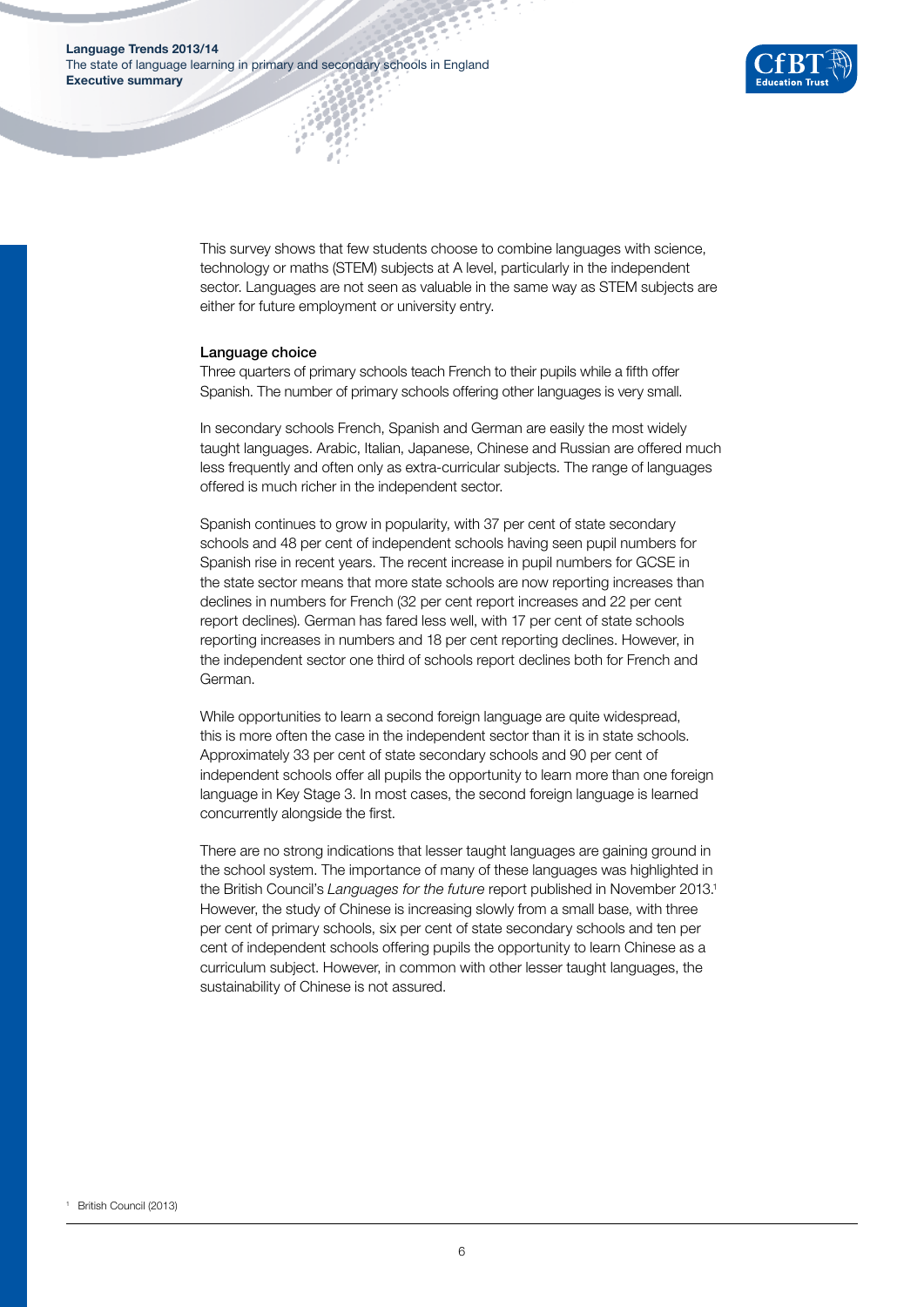This survey shows that few students choose to combine languages with science, technology or maths (STEM) subjects at A level, particularly in the independent sector. Languages are not seen as valuable in the same way as STEM subjects are either for future employment or university entry.

**Language choice**

Three quarters of primary schools teach French to their pupils while a fifth offer Spanish. The number of primary schools offering other languages is very small.

In secondary schools French, Spanish and German are easily the most widely taught languages. Arabic, Italian, Japanese, Chinese and Russian are offered much less frequently and often only as extra-curricular subjects. The range of languages offered is much richer in the independent sector.

Spanish continues to grow in popularity, with 37 per cent of state secondary schools and 48 per cent of independent schools having seen pupil numbers for Spanish rise in recent years. The recent increase in pupil numbers for GCSE in the state sector means that more state schools are now reporting increases than declines in numbers for French (32 per cent report increases and 22 per cent report declines). German has fared less well, with 17 per cent of state schools reporting increases in numbers and 18 per cent reporting declines. However, in the independent sector one third of schools report declines both for French and German.

While opportunities to learn a second foreign language are quite widespread, this is more often the case in the independent sector than it is in state schools. Approximately 33 per cent of state secondary schools and 90 per cent of independent schools offer all pupils the opportunity to learn more than one foreign language in Key Stage 3. In most cases, the second foreign language is learned concurrently alongside the first.

There are no strong indications that lesser taught languages are gaining ground in the school system. The importance of many of these languages was highlighted in the British Council's *Languages for the future* report published in November 2013.[1] However, the study of Chinese is increasing slowly from a small base, with three per cent of primary schools, six per cent of state secondary schools and ten per cent of independent schools offering pupils the opportunity to learn Chinese as a curriculum subject. However, in common with other lesser taught languages, the sustainability of Chinese is not assured.

[1] British Council (2013)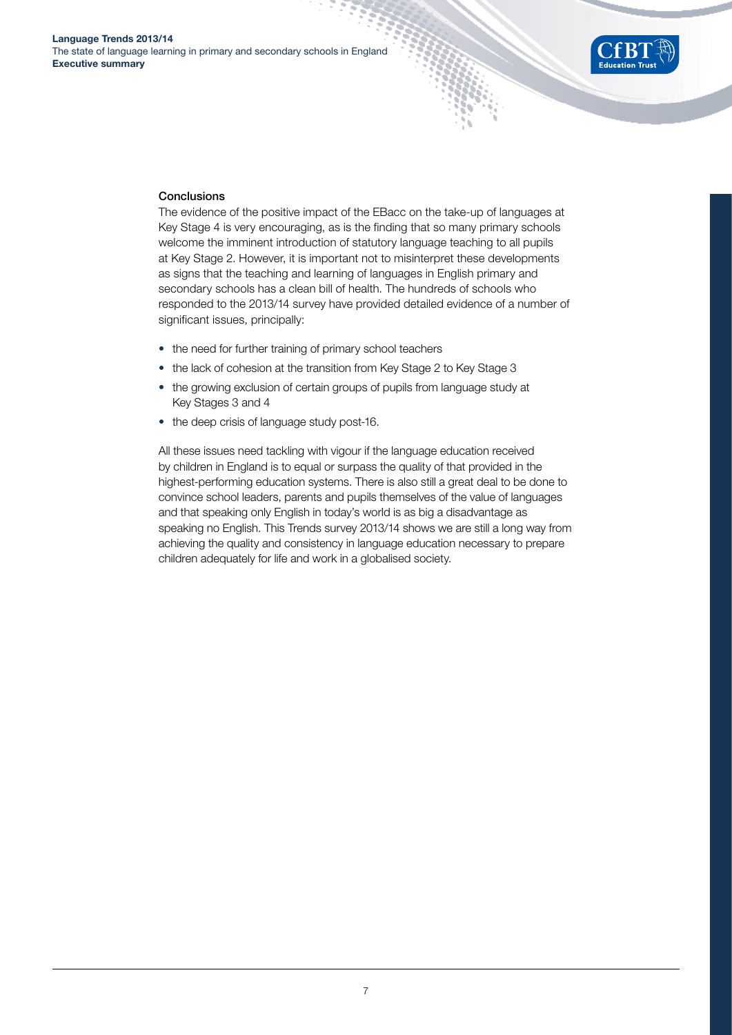## Conclusions

The evidence of the positive impact of the EBacc on the take-up of languages at Key Stage 4 is very encouraging, as is the finding that so many primary schools welcome the imminent introduction of statutory language teaching to all pupils at Key Stage 2. However, it is important not to misinterpret these developments as signs that the teaching and learning of languages in English primary and secondary schools has a clean bill of health. The hundreds of schools who responded to the 2013/14 survey have provided detailed evidence of a number of significant issues, principally:

- the need for further training of primary school teachers
- the lack of cohesion at the transition from Key Stage 2 to Key Stage 3
- the growing exclusion of certain groups of pupils from language study at Key Stages 3 and 4
- the deep crisis of language study post-16.

All these issues need tackling with vigour if the language education received by children in England is to equal or surpass the quality of that provided in the highest-performing education systems. There is also still a great deal to be done to convince school leaders, parents and pupils themselves of the value of languages and that speaking only English in today's world is as big a disadvantage as speaking no English. This Trends survey 2013/14 shows we are still a long way from achieving the quality and consistency in language education necessary to prepare children adequately for life and work in a globalised society.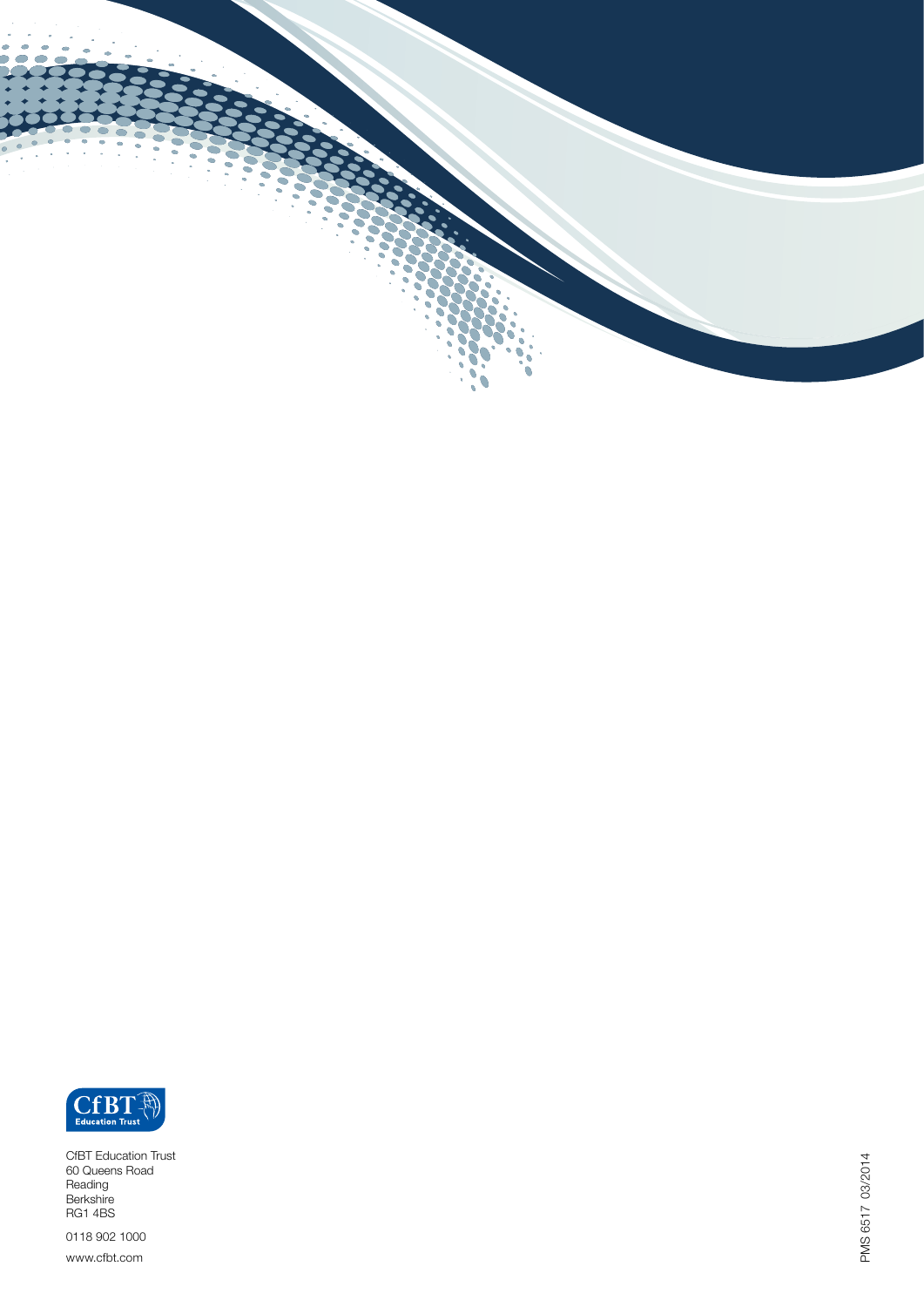CfBT Education Trust
60 Queens Road
Reading
Berkshire
RG1 4BS

0118 902 1000

www.cfbt.com

PMS 6517 03/2014